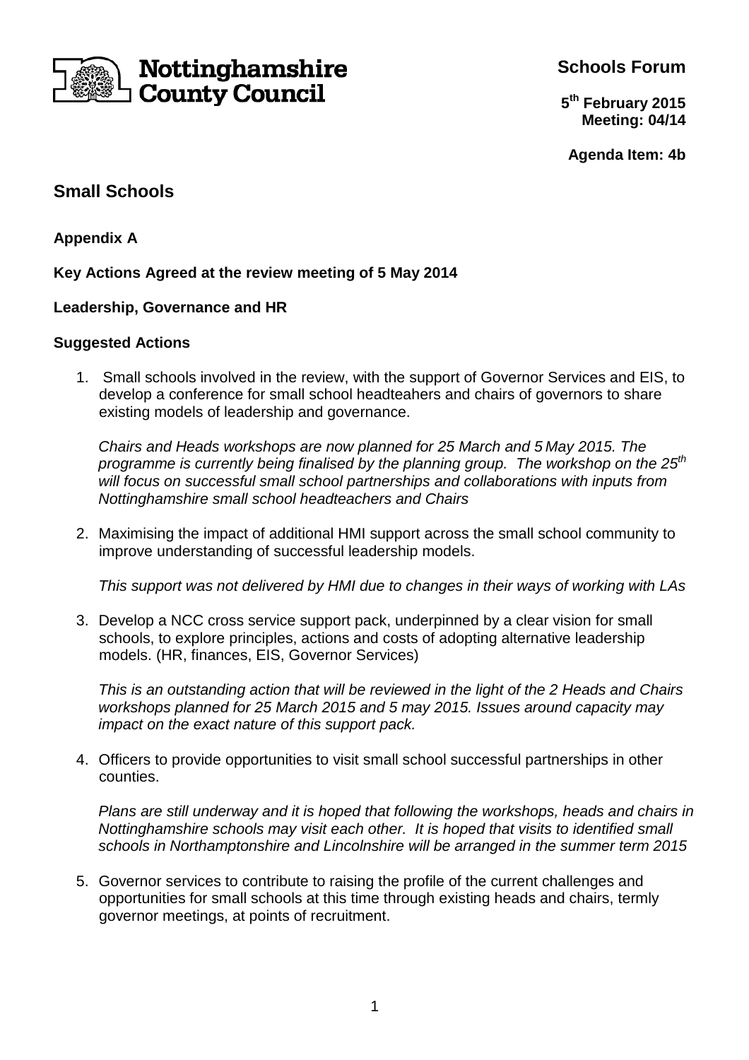Nottinghamshire County Council

**Schools Forum**

**5th February 2015**
**Meeting: 04/14**

**Agenda Item: 4b**

## Small Schools

**Appendix A**

**Key Actions Agreed at the review meeting of 5 May 2014**

**Leadership, Governance and HR**

**Suggested Actions**

1. Small schools involved in the review, with the support of Governor Services and EIS, to develop a conference for small school headteahers and chairs of governors to share existing models of leadership and governance.

   *Chairs and Heads workshops are now planned for 25 March and 5 May 2015. The programme is currently being finalised by the planning group. The workshop on the 25th will focus on successful small school partnerships and collaborations with inputs from Nottinghamshire small school headteachers and Chairs*

2. Maximising the impact of additional HMI support across the small school community to improve understanding of successful leadership models.

   *This support was not delivered by HMI due to changes in their ways of working with LAs*

3. Develop a NCC cross service support pack, underpinned by a clear vision for small schools, to explore principles, actions and costs of adopting alternative leadership models. (HR, finances, EIS, Governor Services)

   *This is an outstanding action that will be reviewed in the light of the 2 Heads and Chairs workshops planned for 25 March 2015 and 5 may 2015. Issues around capacity may impact on the exact nature of this support pack.*

4. Officers to provide opportunities to visit small school successful partnerships in other counties.

   *Plans are still underway and it is hoped that following the workshops, heads and chairs in Nottinghamshire schools may visit each other. It is hoped that visits to identified small schools in Northamptonshire and Lincolnshire will be arranged in the summer term 2015*

5. Governor services to contribute to raising the profile of the current challenges and opportunities for small schools at this time through existing heads and chairs, termly governor meetings, at points of recruitment.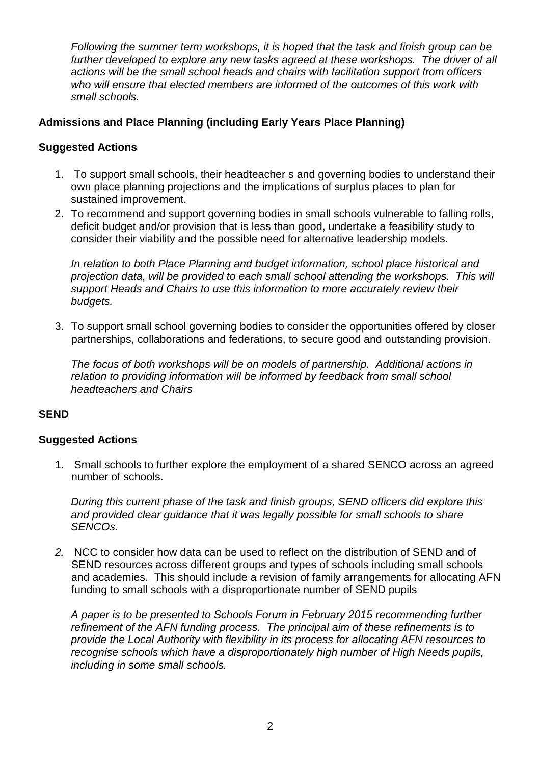*Following the summer term workshops, it is hoped that the task and finish group can be further developed to explore any new tasks agreed at these workshops. The driver of all actions will be the small school heads and chairs with facilitation support from officers who will ensure that elected members are informed of the outcomes of this work with small schools.*

**Admissions and Place Planning (including Early Years Place Planning)**

**Suggested Actions**

1. To support small schools, their headteacher s and governing bodies to understand their own place planning projections and the implications of surplus places to plan for sustained improvement.
2. To recommend and support governing bodies in small schools vulnerable to falling rolls, deficit budget and/or provision that is less than good, undertake a feasibility study to consider their viability and the possible need for alternative leadership models.

   *In relation to both Place Planning and budget information, school place historical and projection data, will be provided to each small school attending the workshops. This will support Heads and Chairs to use this information to more accurately review their budgets.*

3. To support small school governing bodies to consider the opportunities offered by closer partnerships, collaborations and federations, to secure good and outstanding provision.

   *The focus of both workshops will be on models of partnership. Additional actions in relation to providing information will be informed by feedback from small school headteachers and Chairs*

**SEND**

**Suggested Actions**

1. Small schools to further explore the employment of a shared SENCO across an agreed number of schools.

   *During this current phase of the task and finish groups, SEND officers did explore this and provided clear guidance that it was legally possible for small schools to share SENCOs.*

2. NCC to consider how data can be used to reflect on the distribution of SEND and of SEND resources across different groups and types of schools including small schools and academies. This should include a revision of family arrangements for allocating AFN funding to small schools with a disproportionate number of SEND pupils

   *A paper is to be presented to Schools Forum in February 2015 recommending further refinement of the AFN funding process. The principal aim of these refinements is to provide the Local Authority with flexibility in its process for allocating AFN resources to recognise schools which have a disproportionately high number of High Needs pupils, including in some small schools.*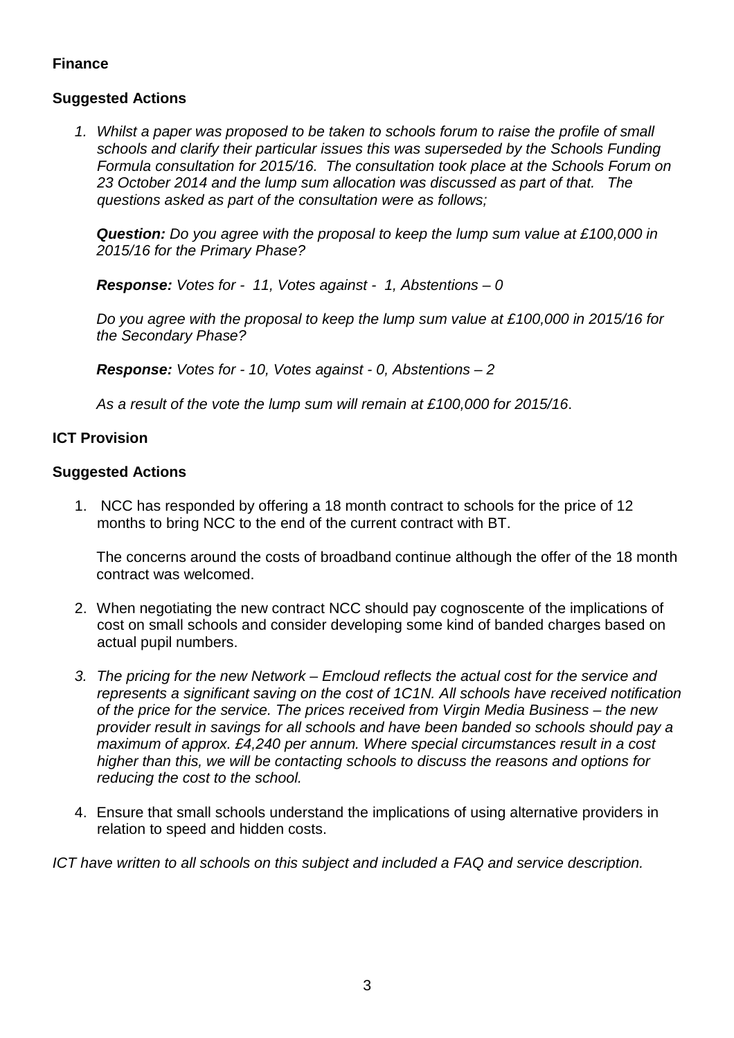**Finance**

**Suggested Actions**

1. *Whilst a paper was proposed to be taken to schools forum to raise the profile of small schools and clarify their particular issues this was superseded by the Schools Funding Formula consultation for 2015/16. The consultation took place at the Schools Forum on 23 October 2014 and the lump sum allocation was discussed as part of that. The questions asked as part of the consultation were as follows;*

   ***Question:*** *Do you agree with the proposal to keep the lump sum value at £100,000 in 2015/16 for the Primary Phase?*

   ***Response:*** *Votes for - 11, Votes against - 1, Abstentions – 0*

   *Do you agree with the proposal to keep the lump sum value at £100,000 in 2015/16 for the Secondary Phase?*

   ***Response:*** *Votes for - 10, Votes against - 0, Abstentions – 2*

   *As a result of the vote the lump sum will remain at £100,000 for 2015/16*.

**ICT Provision**

**Suggested Actions**

1. NCC has responded by offering a 18 month contract to schools for the price of 12 months to bring NCC to the end of the current contract with BT.

   The concerns around the costs of broadband continue although the offer of the 18 month contract was welcomed.

2. When negotiating the new contract NCC should pay cognoscente of the implications of cost on small schools and consider developing some kind of banded charges based on actual pupil numbers.

3. *The pricing for the new Network – Emcloud reflects the actual cost for the service and represents a significant saving on the cost of 1C1N. All schools have received notification of the price for the service. The prices received from Virgin Media Business – the new provider result in savings for all schools and have been banded so schools should pay a maximum of approx. £4,240 per annum. Where special circumstances result in a cost higher than this, we will be contacting schools to discuss the reasons and options for reducing the cost to the school.*

4. Ensure that small schools understand the implications of using alternative providers in relation to speed and hidden costs.

*ICT have written to all schools on this subject and included a FAQ and service description.*